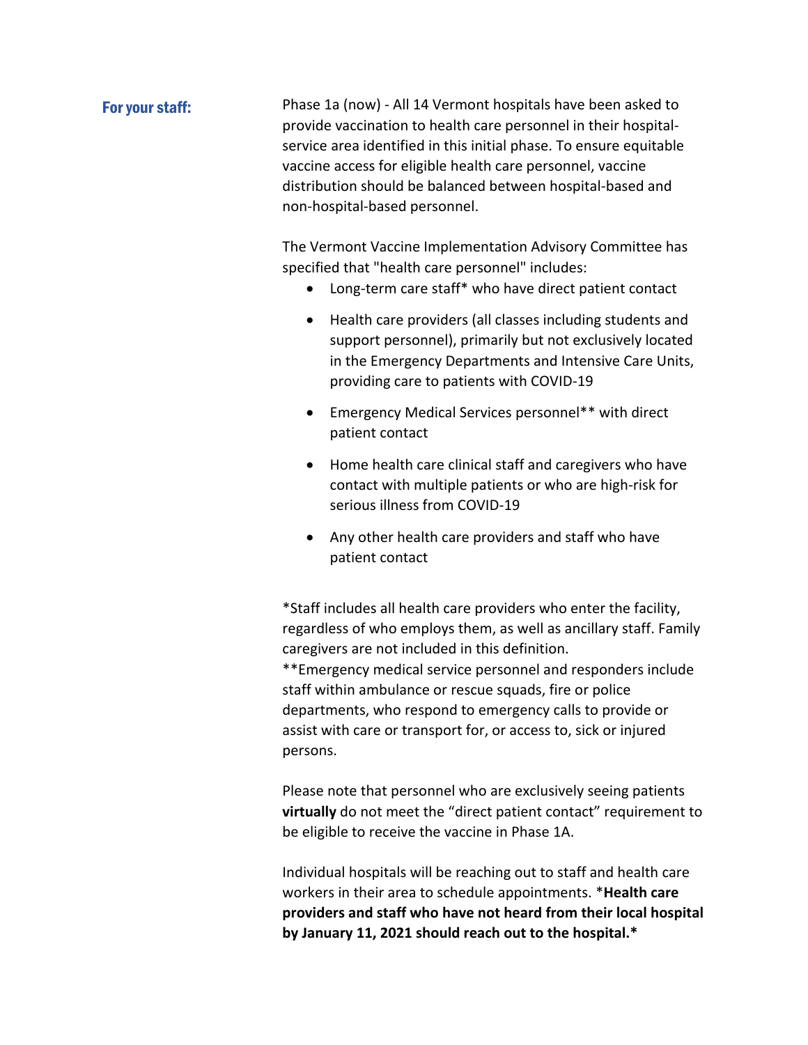**For your staff:**

Phase 1a (now) - All 14 Vermont hospitals have been asked to provide vaccination to health care personnel in their hospital-service area identified in this initial phase. To ensure equitable vaccine access for eligible health care personnel, vaccine distribution should be balanced between hospital-based and non-hospital-based personnel.

The Vermont Vaccine Implementation Advisory Committee has specified that "health care personnel" includes:

- Long-term care staff* who have direct patient contact
- Health care providers (all classes including students and support personnel), primarily but not exclusively located in the Emergency Departments and Intensive Care Units, providing care to patients with COVID-19
- Emergency Medical Services personnel** with direct patient contact
- Home health care clinical staff and caregivers who have contact with multiple patients or who are high-risk for serious illness from COVID-19
- Any other health care providers and staff who have patient contact

*Staff includes all health care providers who enter the facility, regardless of who employs them, as well as ancillary staff. Family caregivers are not included in this definition.
**Emergency medical service personnel and responders include staff within ambulance or rescue squads, fire or police departments, who respond to emergency calls to provide or assist with care or transport for, or access to, sick or injured persons.

Please note that personnel who are exclusively seeing patients **virtually** do not meet the "direct patient contact" requirement to be eligible to receive the vaccine in Phase 1A.

Individual hospitals will be reaching out to staff and health care workers in their area to schedule appointments. ***Health care providers and staff who have not heard from their local hospital by January 11, 2021 should reach out to the hospital.***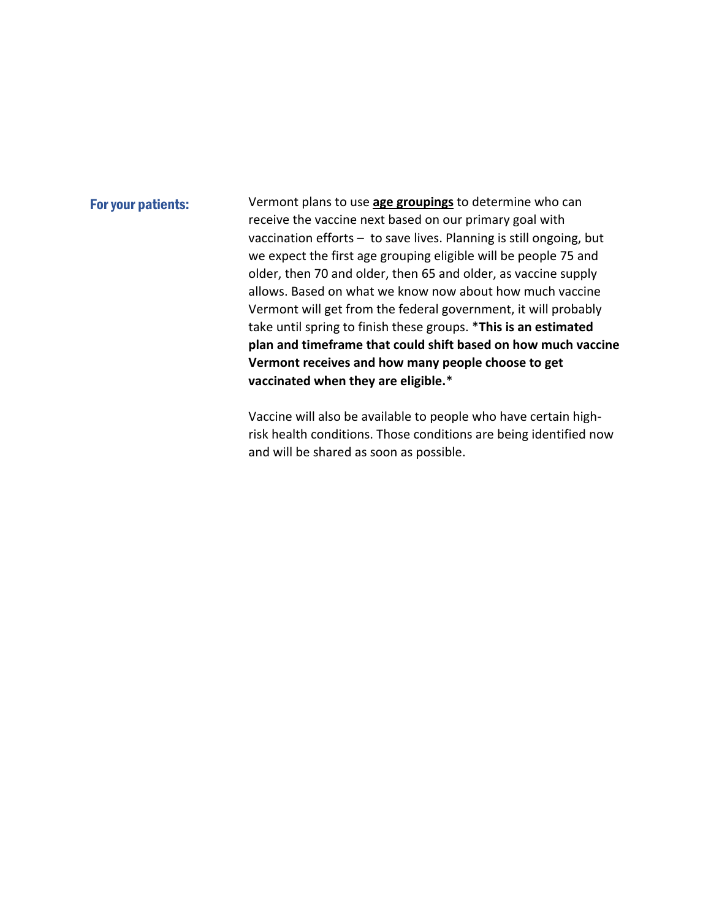**For your patients:**

Vermont plans to use **age groupings** to determine who can receive the vaccine next based on our primary goal with vaccination efforts – to save lives. Planning is still ongoing, but we expect the first age grouping eligible will be people 75 and older, then 70 and older, then 65 and older, as vaccine supply allows. Based on what we know now about how much vaccine Vermont will get from the federal government, it will probably take until spring to finish these groups. ***This is an estimated plan and timeframe that could shift based on how much vaccine Vermont receives and how many people choose to get vaccinated when they are eligible.***

Vaccine will also be available to people who have certain high-risk health conditions. Those conditions are being identified now and will be shared as soon as possible.